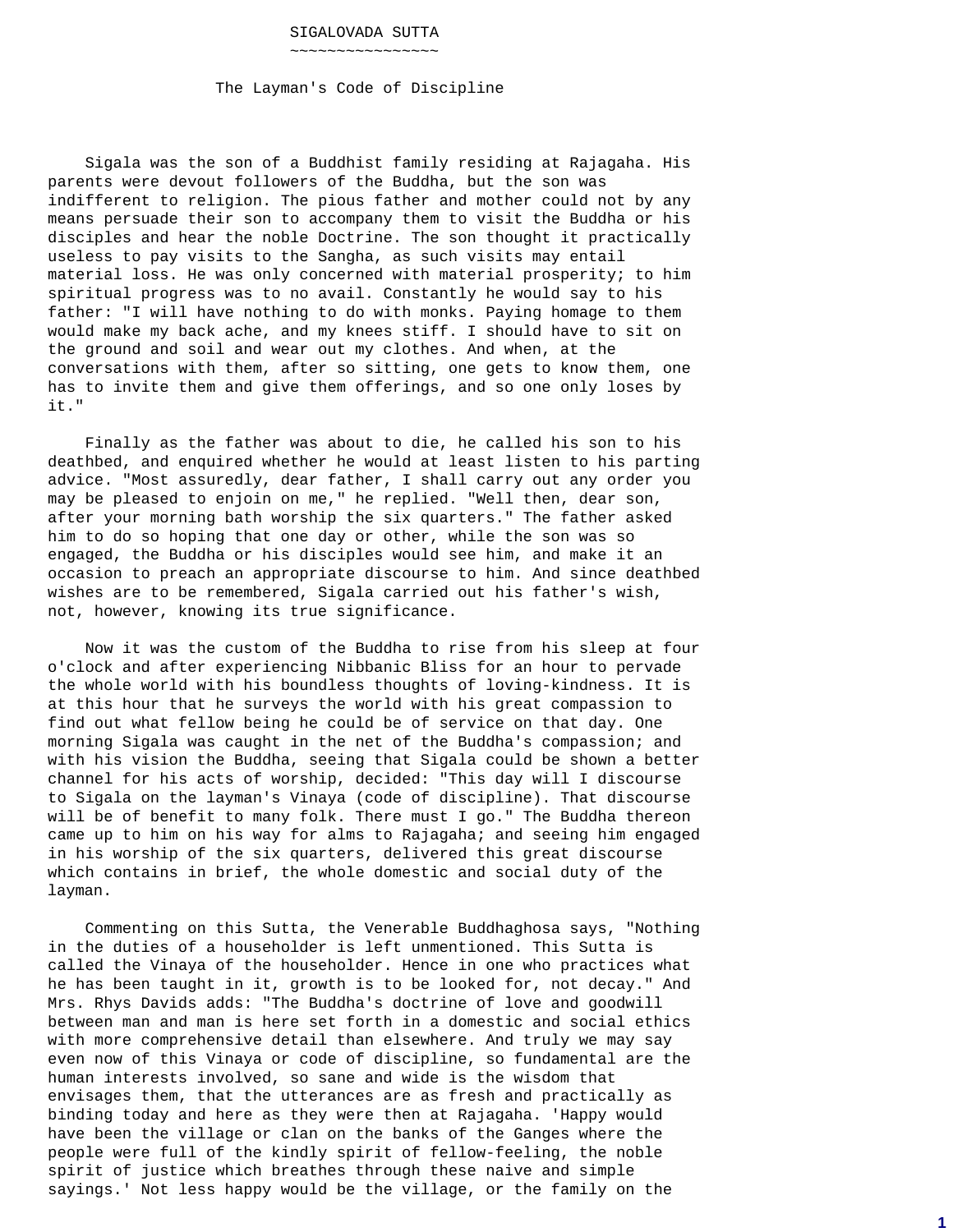# SIGALOVADA SUTTA

## The Layman's Code of Discipline

Sigala was the son of a Buddhist family residing at Rajagaha. His parents were devout followers of the Buddha, but the son was indifferent to religion. The pious father and mother could not by any means persuade their son to accompany them to visit the Buddha or his disciples and hear the noble Doctrine. The son thought it practically useless to pay visits to the Sangha, as such visits may entail material loss. He was only concerned with material prosperity; to him spiritual progress was to no avail. Constantly he would say to his father: "I will have nothing to do with monks. Paying homage to them would make my back ache, and my knees stiff. I should have to sit on the ground and soil and wear out my clothes. And when, at the conversations with them, after so sitting, one gets to know them, one has to invite them and give them offerings, and so one only loses by it."

Finally as the father was about to die, he called his son to his deathbed, and enquired whether he would at least listen to his parting advice. "Most assuredly, dear father, I shall carry out any order you may be pleased to enjoin on me," he replied. "Well then, dear son, after your morning bath worship the six quarters." The father asked him to do so hoping that one day or other, while the son was so engaged, the Buddha or his disciples would see him, and make it an occasion to preach an appropriate discourse to him. And since deathbed wishes are to be remembered, Sigala carried out his father's wish, not, however, knowing its true significance.

Now it was the custom of the Buddha to rise from his sleep at four o'clock and after experiencing Nibbanic Bliss for an hour to pervade the whole world with his boundless thoughts of loving-kindness. It is at this hour that he surveys the world with his great compassion to find out what fellow being he could be of service on that day. One morning Sigala was caught in the net of the Buddha's compassion; and with his vision the Buddha, seeing that Sigala could be shown a better channel for his acts of worship, decided: "This day will I discourse to Sigala on the layman's Vinaya (code of discipline). That discourse will be of benefit to many folk. There must I go." The Buddha thereon came up to him on his way for alms to Rajagaha; and seeing him engaged in his worship of the six quarters, delivered this great discourse which contains in brief, the whole domestic and social duty of the layman.

Commenting on this Sutta, the Venerable Buddhaghosa says, "Nothing in the duties of a householder is left unmentioned. This Sutta is called the Vinaya of the householder. Hence in one who practices what he has been taught in it, growth is to be looked for, not decay." And Mrs. Rhys Davids adds: "The Buddha's doctrine of love and goodwill between man and man is here set forth in a domestic and social ethics with more comprehensive detail than elsewhere. And truly we may say even now of this Vinaya or code of discipline, so fundamental are the human interests involved, so sane and wide is the wisdom that envisages them, that the utterances are as fresh and practically as binding today and here as they were then at Rajagaha. 'Happy would have been the village or clan on the banks of the Ganges where the people were full of the kindly spirit of fellow-feeling, the noble spirit of justice which breathes through these naive and simple sayings.' Not less happy would be the village, or the family on the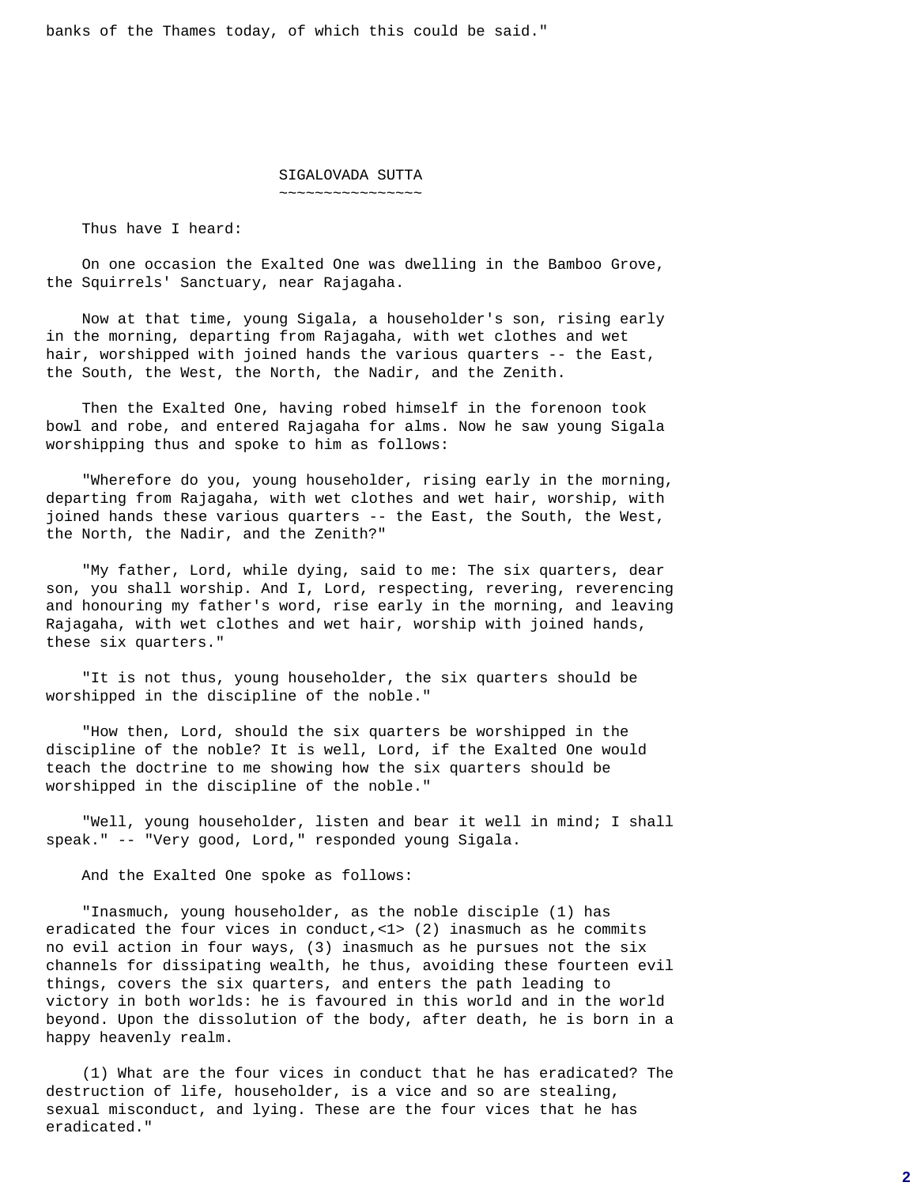banks of the Thames today, of which this could be said."

## SIGALOVADA SUTTA

Thus have I heard:

On one occasion the Exalted One was dwelling in the Bamboo Grove, the Squirrels' Sanctuary, near Rajagaha.

Now at that time, young Sigala, a householder's son, rising early in the morning, departing from Rajagaha, with wet clothes and wet hair, worshipped with joined hands the various quarters -- the East, the South, the West, the North, the Nadir, and the Zenith.

Then the Exalted One, having robed himself in the forenoon took bowl and robe, and entered Rajagaha for alms. Now he saw young Sigala worshipping thus and spoke to him as follows:

"Wherefore do you, young householder, rising early in the morning, departing from Rajagaha, with wet clothes and wet hair, worship, with joined hands these various quarters -- the East, the South, the West, the North, the Nadir, and the Zenith?"

"My father, Lord, while dying, said to me: The six quarters, dear son, you shall worship. And I, Lord, respecting, revering, reverencing and honouring my father's word, rise early in the morning, and leaving Rajagaha, with wet clothes and wet hair, worship with joined hands, these six quarters."

"It is not thus, young householder, the six quarters should be worshipped in the discipline of the noble."

"How then, Lord, should the six quarters be worshipped in the discipline of the noble? It is well, Lord, if the Exalted One would teach the doctrine to me showing how the six quarters should be worshipped in the discipline of the noble."

"Well, young householder, listen and bear it well in mind; I shall speak." -- "Very good, Lord," responded young Sigala.

And the Exalted One spoke as follows:

"Inasmuch, young householder, as the noble disciple (1) has eradicated the four vices in conduct,<1> (2) inasmuch as he commits no evil action in four ways, (3) inasmuch as he pursues not the six channels for dissipating wealth, he thus, avoiding these fourteen evil things, covers the six quarters, and enters the path leading to victory in both worlds: he is favoured in this world and in the world beyond. Upon the dissolution of the body, after death, he is born in a happy heavenly realm.

(1) What are the four vices in conduct that he has eradicated? The destruction of life, householder, is a vice and so are stealing, sexual misconduct, and lying. These are the four vices that he has eradicated."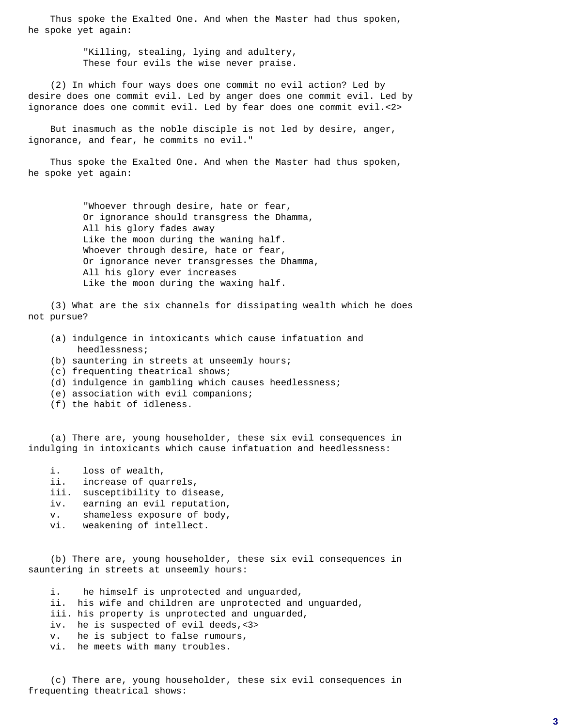Thus spoke the Exalted One. And when the Master had thus spoken, he spoke yet again:

> "Killing, stealing, lying and adultery,
> These four evils the wise never praise.

(2) In which four ways does one commit no evil action? Led by desire does one commit evil. Led by anger does one commit evil. Led by ignorance does one commit evil. Led by fear does one commit evil.<2>

But inasmuch as the noble disciple is not led by desire, anger, ignorance, and fear, he commits no evil."

Thus spoke the Exalted One. And when the Master had thus spoken, he spoke yet again:

> "Whoever through desire, hate or fear,
> Or ignorance should transgress the Dhamma,
> All his glory fades away
> Like the moon during the waning half.
> Whoever through desire, hate or fear,
> Or ignorance never transgresses the Dhamma,
> All his glory ever increases
> Like the moon during the waxing half.

(3) What are the six channels for dissipating wealth which he does not pursue?

(a) indulgence in intoxicants which cause infatuation and heedlessness;
(b) sauntering in streets at unseemly hours;
(c) frequenting theatrical shows;
(d) indulgence in gambling which causes heedlessness;
(e) association with evil companions;
(f) the habit of idleness.

(a) There are, young householder, these six evil consequences in indulging in intoxicants which cause infatuation and heedlessness:

i. loss of wealth,
ii. increase of quarrels,
iii. susceptibility to disease,
iv. earning an evil reputation,
v. shameless exposure of body,
vi. weakening of intellect.

(b) There are, young householder, these six evil consequences in sauntering in streets at unseemly hours:

i. he himself is unprotected and unguarded,
ii. his wife and children are unprotected and unguarded,
iii. his property is unprotected and unguarded,
iv. he is suspected of evil deeds,<3>
v. he is subject to false rumours,
vi. he meets with many troubles.

(c) There are, young householder, these six evil consequences in frequenting theatrical shows: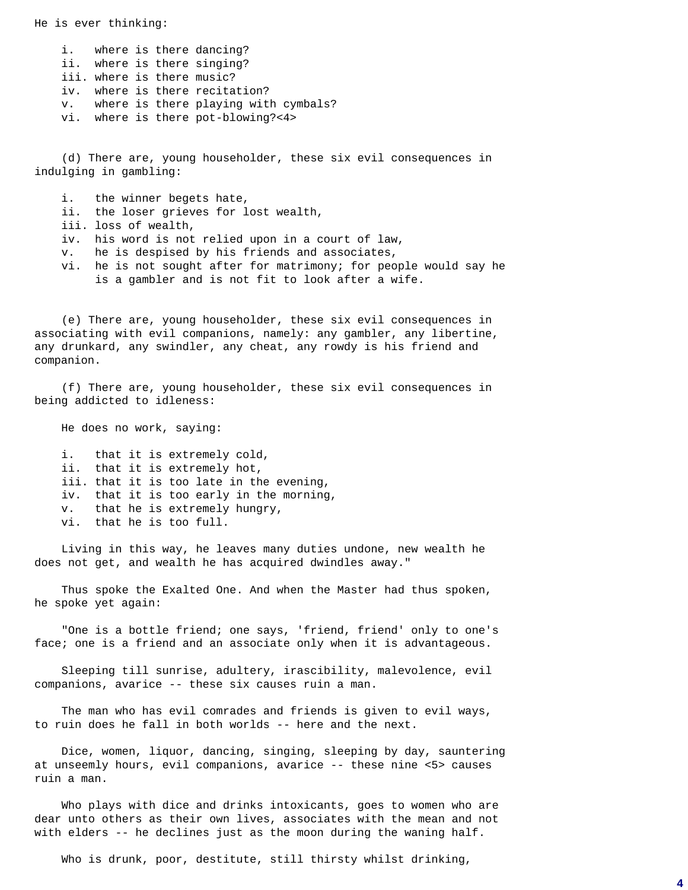He is ever thinking:

i. where is there dancing?
ii. where is there singing?
iii. where is there music?
iv. where is there recitation?
v. where is there playing with cymbals?
vi. where is there pot-blowing?<4>

(d) There are, young householder, these six evil consequences in indulging in gambling:

i. the winner begets hate,
ii. the loser grieves for lost wealth,
iii. loss of wealth,
iv. his word is not relied upon in a court of law,
v. he is despised by his friends and associates,
vi. he is not sought after for matrimony; for people would say he is a gambler and is not fit to look after a wife.

(e) There are, young householder, these six evil consequences in associating with evil companions, namely: any gambler, any libertine, any drunkard, any swindler, any cheat, any rowdy is his friend and companion.

(f) There are, young householder, these six evil consequences in being addicted to idleness:

He does no work, saying:

i. that it is extremely cold,
ii. that it is extremely hot,
iii. that it is too late in the evening,
iv. that it is too early in the morning,
v. that he is extremely hungry,
vi. that he is too full.

Living in this way, he leaves many duties undone, new wealth he does not get, and wealth he has acquired dwindles away."

Thus spoke the Exalted One. And when the Master had thus spoken, he spoke yet again:

"One is a bottle friend; one says, 'friend, friend' only to one's face; one is a friend and an associate only when it is advantageous.

Sleeping till sunrise, adultery, irascibility, malevolence, evil companions, avarice -- these six causes ruin a man.

The man who has evil comrades and friends is given to evil ways, to ruin does he fall in both worlds -- here and the next.

Dice, women, liquor, dancing, singing, sleeping by day, sauntering at unseemly hours, evil companions, avarice -- these nine <5> causes ruin a man.

Who plays with dice and drinks intoxicants, goes to women who are dear unto others as their own lives, associates with the mean and not with elders -- he declines just as the moon during the waning half.

Who is drunk, poor, destitute, still thirsty whilst drinking,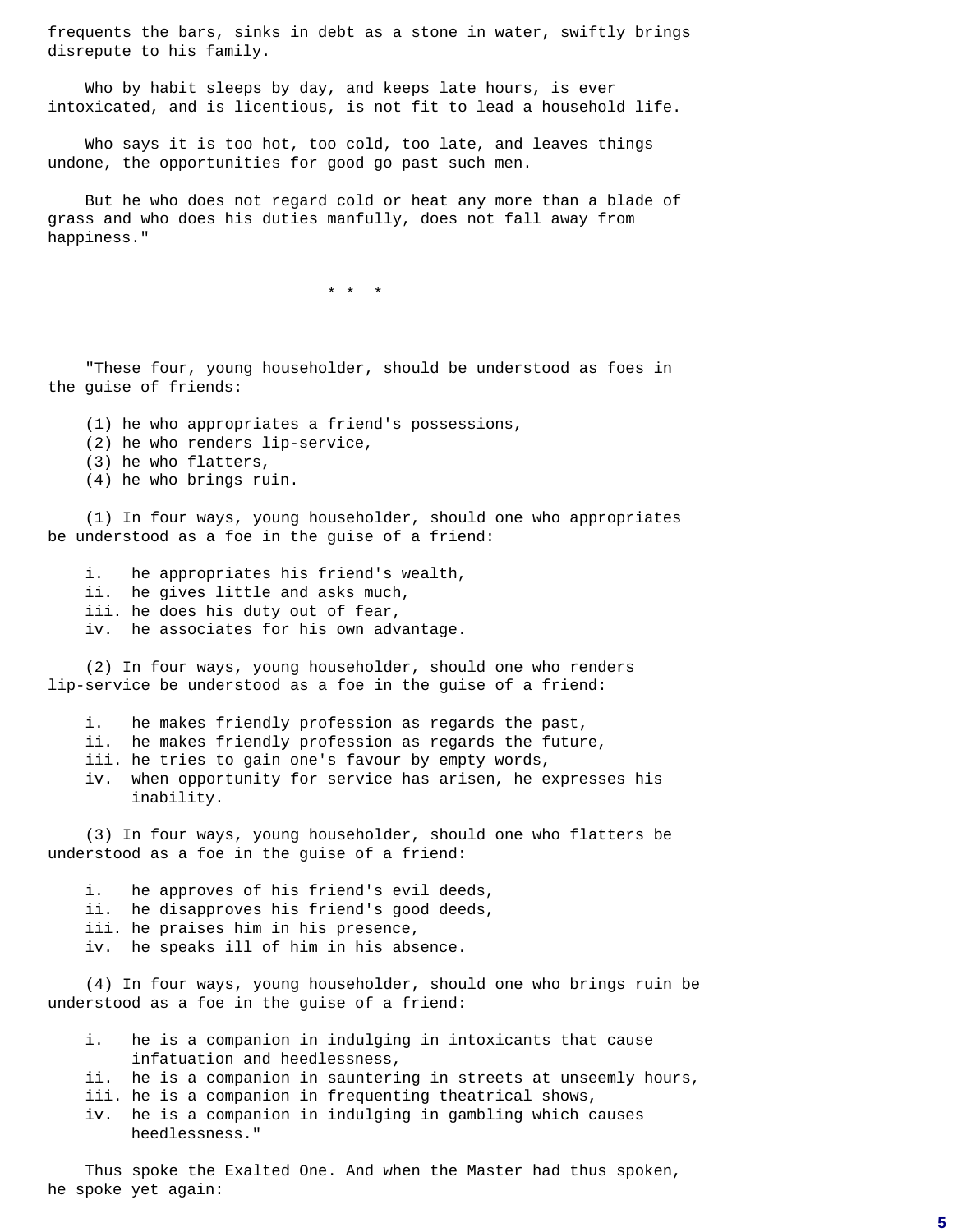frequents the bars, sinks in debt as a stone in water, swiftly brings disrepute to his family.

Who by habit sleeps by day, and keeps late hours, is ever intoxicated, and is licentious, is not fit to lead a household life.

Who says it is too hot, too cold, too late, and leaves things undone, the opportunities for good go past such men.

But he who does not regard cold or heat any more than a blade of grass and who does his duties manfully, does not fall away from happiness."

* * *

"These four, young householder, should be understood as foes in the guise of friends:

(1) he who appropriates a friend's possessions,
(2) he who renders lip-service,
(3) he who flatters,
(4) he who brings ruin.

(1) In four ways, young householder, should one who appropriates be understood as a foe in the guise of a friend:

i. he appropriates his friend's wealth,
ii. he gives little and asks much,
iii. he does his duty out of fear,
iv. he associates for his own advantage.

(2) In four ways, young householder, should one who renders lip-service be understood as a foe in the guise of a friend:

i. he makes friendly profession as regards the past,
ii. he makes friendly profession as regards the future,
iii. he tries to gain one's favour by empty words,
iv. when opportunity for service has arisen, he expresses his inability.

(3) In four ways, young householder, should one who flatters be understood as a foe in the guise of a friend:

i. he approves of his friend's evil deeds,
ii. he disapproves his friend's good deeds,
iii. he praises him in his presence,
iv. he speaks ill of him in his absence.

(4) In four ways, young householder, should one who brings ruin be understood as a foe in the guise of a friend:

i. he is a companion in indulging in intoxicants that cause infatuation and heedlessness,
ii. he is a companion in sauntering in streets at unseemly hours,
iii. he is a companion in frequenting theatrical shows,
iv. he is a companion in indulging in gambling which causes heedlessness."

Thus spoke the Exalted One. And when the Master had thus spoken, he spoke yet again: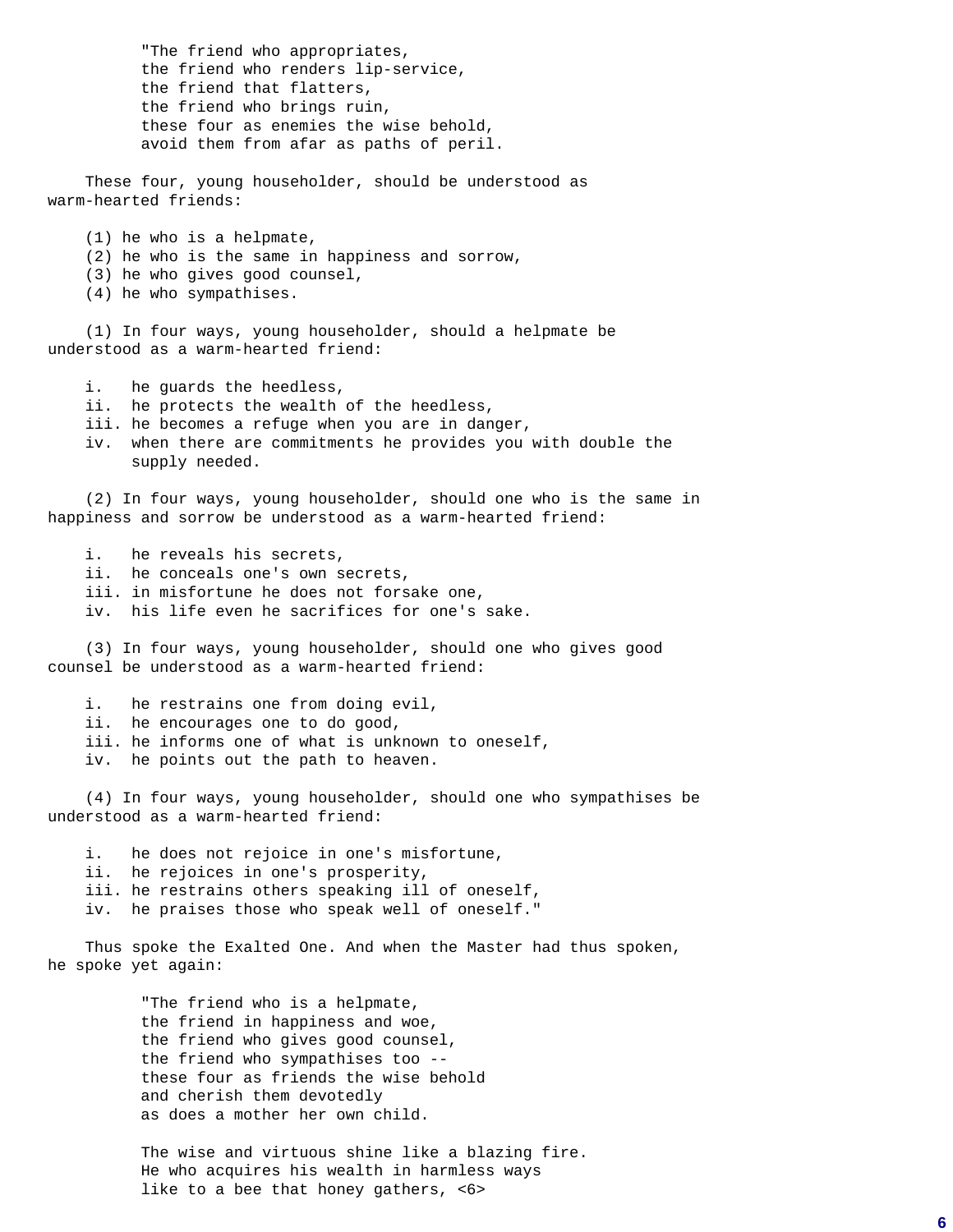"The friend who appropriates,
the friend who renders lip-service,
the friend that flatters,
the friend who brings ruin,
these four as enemies the wise behold,
avoid them from afar as paths of peril.

These four, young householder, should be understood as warm-hearted friends:

(1) he who is a helpmate,
(2) he who is the same in happiness and sorrow,
(3) he who gives good counsel,
(4) he who sympathises.

(1) In four ways, young householder, should a helpmate be understood as a warm-hearted friend:

i. he guards the heedless,
ii. he protects the wealth of the heedless,
iii. he becomes a refuge when you are in danger,
iv. when there are commitments he provides you with double the supply needed.

(2) In four ways, young householder, should one who is the same in happiness and sorrow be understood as a warm-hearted friend:

i. he reveals his secrets,
ii. he conceals one's own secrets,
iii. in misfortune he does not forsake one,
iv. his life even he sacrifices for one's sake.

(3) In four ways, young householder, should one who gives good counsel be understood as a warm-hearted friend:

i. he restrains one from doing evil,
ii. he encourages one to do good,
iii. he informs one of what is unknown to oneself,
iv. he points out the path to heaven.

(4) In four ways, young householder, should one who sympathises be understood as a warm-hearted friend:

i. he does not rejoice in one's misfortune,
ii. he rejoices in one's prosperity,
iii. he restrains others speaking ill of oneself,
iv. he praises those who speak well of oneself."

Thus spoke the Exalted One. And when the Master had thus spoken, he spoke yet again:

"The friend who is a helpmate,
the friend in happiness and woe,
the friend who gives good counsel,
the friend who sympathises too --
these four as friends the wise behold
and cherish them devotedly
as does a mother her own child.

The wise and virtuous shine like a blazing fire.
He who acquires his wealth in harmless ways
like to a bee that honey gathers, <6>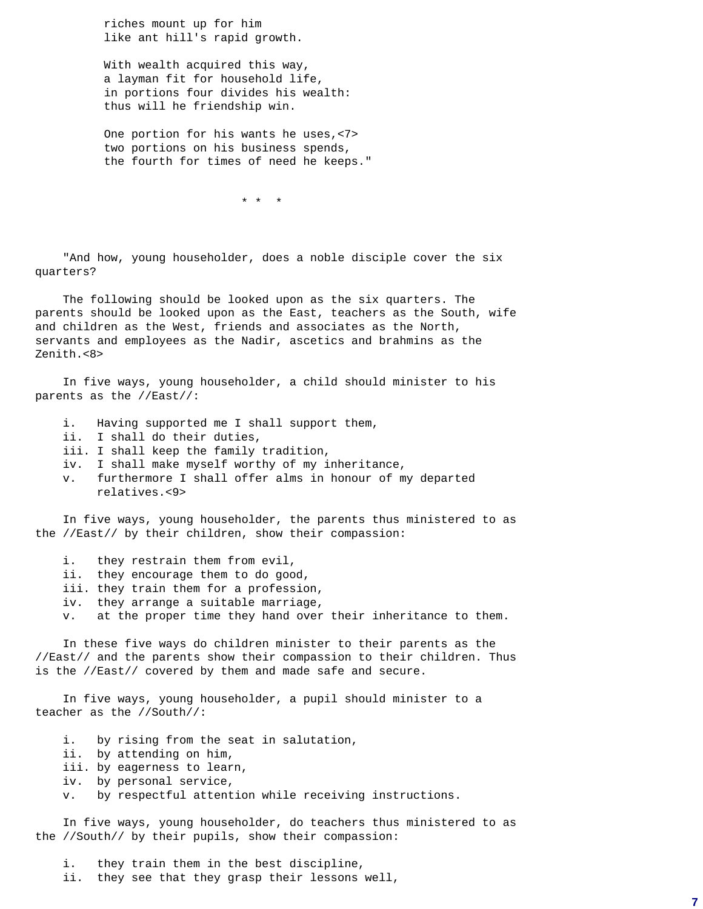riches mount up for him
like ant hill's rapid growth.

With wealth acquired this way,
a layman fit for household life,
in portions four divides his wealth:
thus will he friendship win.

One portion for his wants he uses,<7>
two portions on his business spends,
the fourth for times of need he keeps."

* * *

"And how, young householder, does a noble disciple cover the six quarters?

The following should be looked upon as the six quarters. The parents should be looked upon as the East, teachers as the South, wife and children as the West, friends and associates as the North, servants and employees as the Nadir, ascetics and brahmins as the Zenith.<8>

In five ways, young householder, a child should minister to his parents as the //East//:

i. Having supported me I shall support them,
ii. I shall do their duties,
iii. I shall keep the family tradition,
iv. I shall make myself worthy of my inheritance,
v. furthermore I shall offer alms in honour of my departed relatives.<9>

In five ways, young householder, the parents thus ministered to as the //East// by their children, show their compassion:

i. they restrain them from evil,
ii. they encourage them to do good,
iii. they train them for a profession,
iv. they arrange a suitable marriage,
v. at the proper time they hand over their inheritance to them.

In these five ways do children minister to their parents as the //East// and the parents show their compassion to their children. Thus is the //East// covered by them and made safe and secure.

In five ways, young householder, a pupil should minister to a teacher as the //South//:

i. by rising from the seat in salutation,
ii. by attending on him,
iii. by eagerness to learn,
iv. by personal service,
v. by respectful attention while receiving instructions.

In five ways, young householder, do teachers thus ministered to as the //South// by their pupils, show their compassion:

i. they train them in the best discipline,
ii. they see that they grasp their lessons well,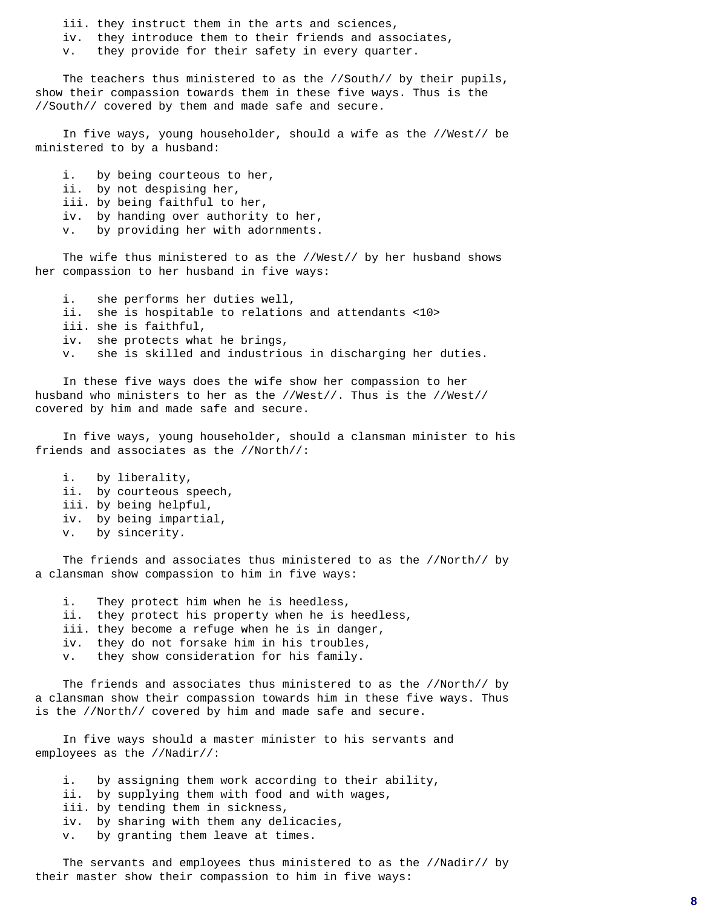iii. they instruct them in the arts and sciences,
iv. they introduce them to their friends and associates,
v. they provide for their safety in every quarter.

The teachers thus ministered to as the //South// by their pupils, show their compassion towards them in these five ways. Thus is the //South// covered by them and made safe and secure.

In five ways, young householder, should a wife as the //West// be ministered to by a husband:

i. by being courteous to her,
ii. by not despising her,
iii. by being faithful to her,
iv. by handing over authority to her,
v. by providing her with adornments.

The wife thus ministered to as the //West// by her husband shows her compassion to her husband in five ways:

i. she performs her duties well,
ii. she is hospitable to relations and attendants <10>
iii. she is faithful,
iv. she protects what he brings,
v. she is skilled and industrious in discharging her duties.

In these five ways does the wife show her compassion to her husband who ministers to her as the //West//. Thus is the //West// covered by him and made safe and secure.

In five ways, young householder, should a clansman minister to his friends and associates as the //North//:

i. by liberality,
ii. by courteous speech,
iii. by being helpful,
iv. by being impartial,
v. by sincerity.

The friends and associates thus ministered to as the //North// by a clansman show compassion to him in five ways:

i. They protect him when he is heedless,
ii. they protect his property when he is heedless,
iii. they become a refuge when he is in danger,
iv. they do not forsake him in his troubles,
v. they show consideration for his family.

The friends and associates thus ministered to as the //North// by a clansman show their compassion towards him in these five ways. Thus is the //North// covered by him and made safe and secure.

In five ways should a master minister to his servants and employees as the //Nadir//:

i. by assigning them work according to their ability,
ii. by supplying them with food and with wages,
iii. by tending them in sickness,
iv. by sharing with them any delicacies,
v. by granting them leave at times.

The servants and employees thus ministered to as the //Nadir// by their master show their compassion to him in five ways: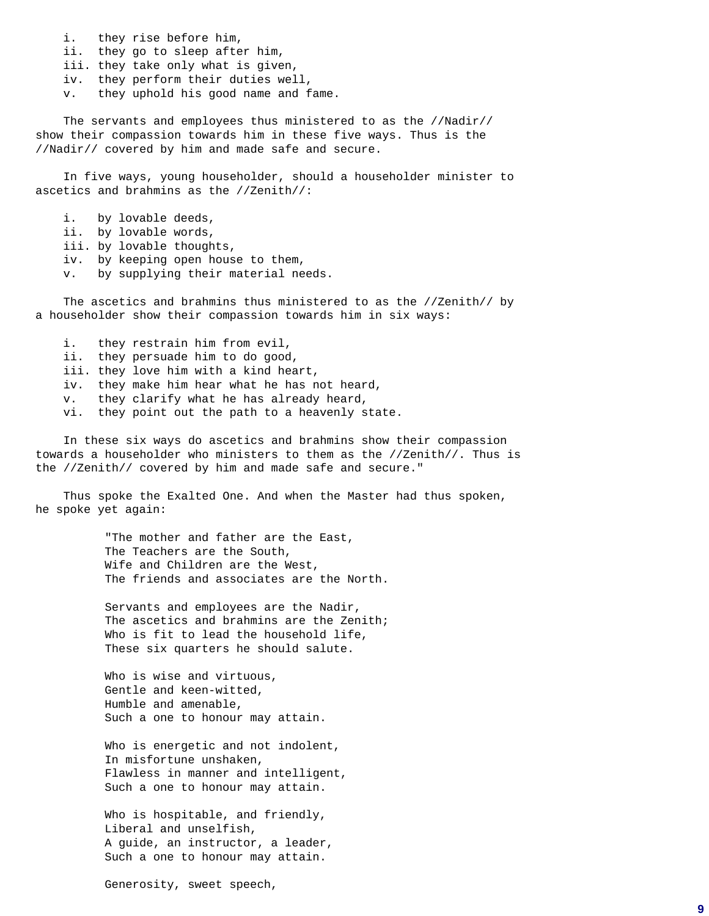i. they rise before him,
ii. they go to sleep after him,
iii. they take only what is given,
iv. they perform their duties well,
v. they uphold his good name and fame.

The servants and employees thus ministered to as the //Nadir// show their compassion towards him in these five ways. Thus is the //Nadir// covered by him and made safe and secure.

In five ways, young householder, should a householder minister to ascetics and brahmins as the //Zenith//:

i. by lovable deeds,
ii. by lovable words,
iii. by lovable thoughts,
iv. by keeping open house to them,
v. by supplying their material needs.

The ascetics and brahmins thus ministered to as the //Zenith// by a householder show their compassion towards him in six ways:

i. they restrain him from evil,
ii. they persuade him to do good,
iii. they love him with a kind heart,
iv. they make him hear what he has not heard,
v. they clarify what he has already heard,
vi. they point out the path to a heavenly state.

In these six ways do ascetics and brahmins show their compassion towards a householder who ministers to them as the //Zenith//. Thus is the //Zenith// covered by him and made safe and secure."

Thus spoke the Exalted One. And when the Master had thus spoken, he spoke yet again:

"The mother and father are the East,
The Teachers are the South,
Wife and Children are the West,
The friends and associates are the North.

Servants and employees are the Nadir,
The ascetics and brahmins are the Zenith;
Who is fit to lead the household life,
These six quarters he should salute.

Who is wise and virtuous,
Gentle and keen-witted,
Humble and amenable,
Such a one to honour may attain.

Who is energetic and not indolent,
In misfortune unshaken,
Flawless in manner and intelligent,
Such a one to honour may attain.

Who is hospitable, and friendly,
Liberal and unselfish,
A guide, an instructor, a leader,
Such a one to honour may attain.

Generosity, sweet speech,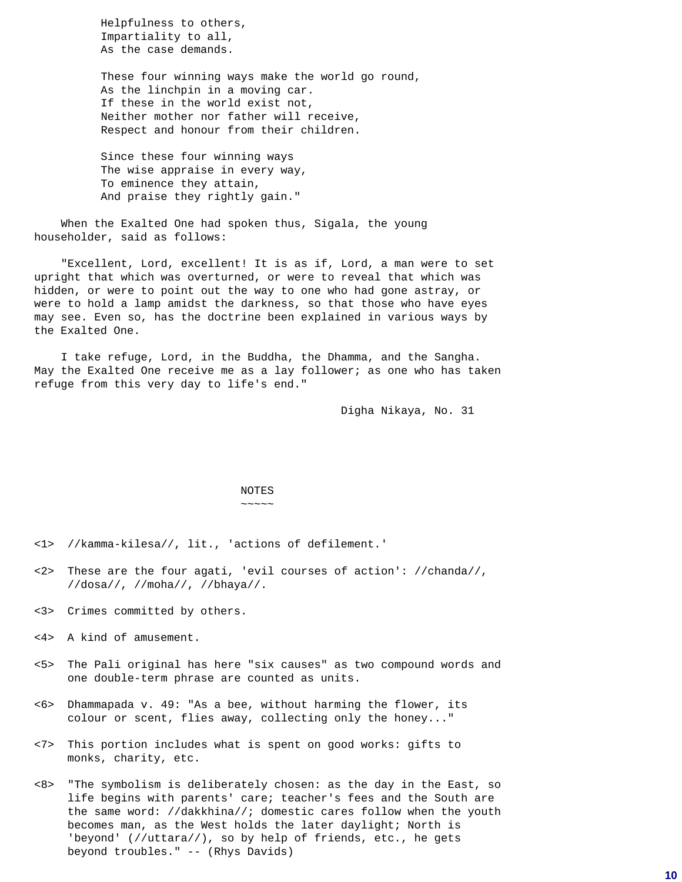Helpfulness to others,
Impartiality to all,
As the case demands.

These four winning ways make the world go round,
As the linchpin in a moving car.
If these in the world exist not,
Neither mother nor father will receive,
Respect and honour from their children.

Since these four winning ways
The wise appraise in every way,
To eminence they attain,
And praise they rightly gain."

When the Exalted One had spoken thus, Sigala, the young householder, said as follows:

"Excellent, Lord, excellent! It is as if, Lord, a man were to set upright that which was overturned, or were to reveal that which was hidden, or were to point out the way to one who had gone astray, or were to hold a lamp amidst the darkness, so that those who have eyes may see. Even so, has the doctrine been explained in various ways by the Exalted One.

I take refuge, Lord, in the Buddha, the Dhamma, and the Sangha. May the Exalted One receive me as a lay follower; as one who has taken refuge from this very day to life's end."

Digha Nikaya, No. 31

## NOTES

<1> *kamma-kilesa*, lit., 'actions of defilement.'

<2> These are the four agati, 'evil courses of action': *chanda*, *dosa*, *moha*, *bhaya*.

<3> Crimes committed by others.

<4> A kind of amusement.

<5> The Pali original has here "six causes" as two compound words and one double-term phrase are counted as units.

<6> Dhammapada v. 49: "As a bee, without harming the flower, its colour or scent, flies away, collecting only the honey..."

<7> This portion includes what is spent on good works: gifts to monks, charity, etc.

<8> "The symbolism is deliberately chosen: as the day in the East, so life begins with parents' care; teacher's fees and the South are the same word: *dakkhina*; domestic cares follow when the youth becomes man, as the West holds the later daylight; North is 'beyond' (*uttara*), so by help of friends, etc., he gets beyond troubles." -- (Rhys Davids)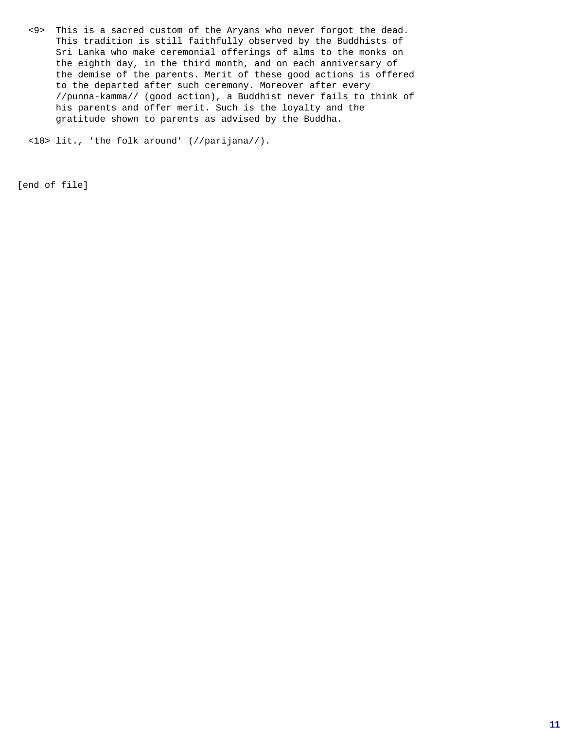<9> This is a sacred custom of the Aryans who never forgot the dead. This tradition is still faithfully observed by the Buddhists of Sri Lanka who make ceremonial offerings of alms to the monks on the eighth day, in the third month, and on each anniversary of the demise of the parents. Merit of these good actions is offered to the departed after such ceremony. Moreover after every //punna-kamma// (good action), a Buddhist never fails to think of his parents and offer merit. Such is the loyalty and the gratitude shown to parents as advised by the Buddha.

<10> lit., 'the folk around' (//parijana//).

[end of file]